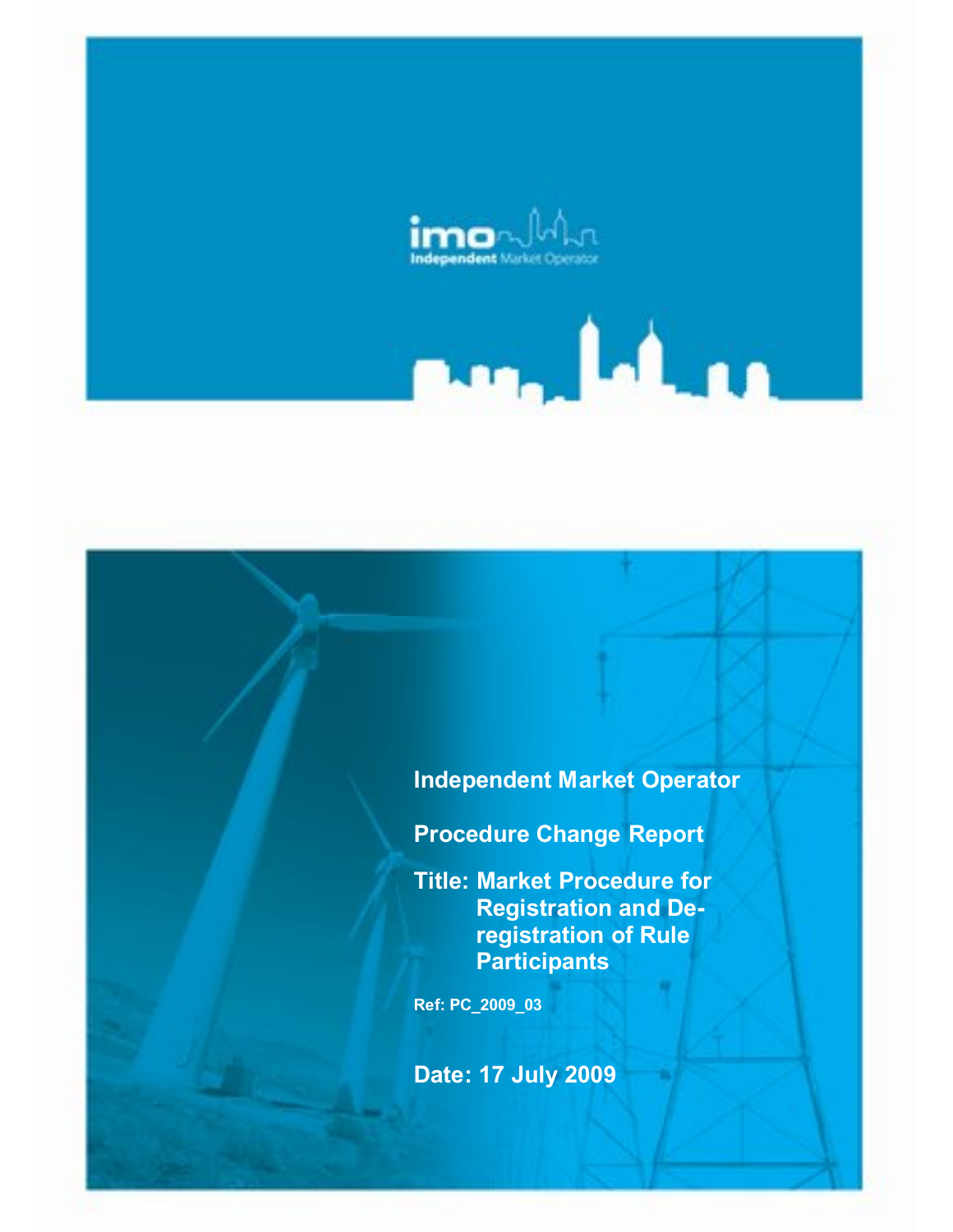imo Independent Market Operator

# Independent Market Operator

## Procedure Change Report

## Title: Market Procedure for Registration and De-registration of Rule Participants

**Ref: PC_2009_03**

## Date: 17 July 2009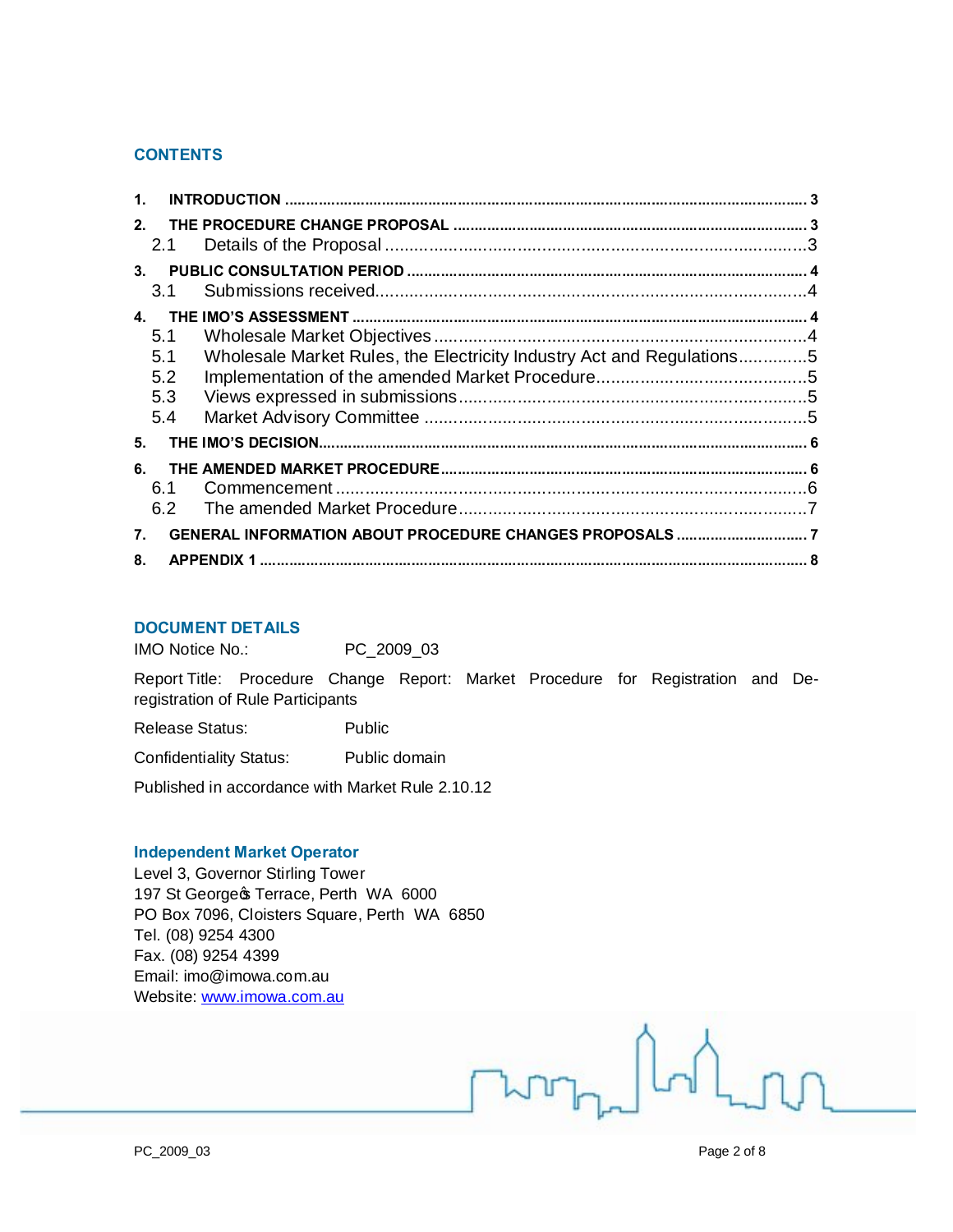## CONTENTS

| | | |
|---|---|---|
| **1.** | **INTRODUCTION** | **3** |
| **2.** | **THE PROCEDURE CHANGE PROPOSAL** | **3** |
| 2.1 | Details of the Proposal | 3 |
| **3.** | **PUBLIC CONSULTATION PERIOD** | **4** |
| 3.1 | Submissions received | 4 |
| **4.** | **THE IMO'S ASSESSMENT** | **4** |
| 5.1 | Wholesale Market Objectives | 4 |
| 5.1 | Wholesale Market Rules, the Electricity Industry Act and Regulations | 5 |
| 5.2 | Implementation of the amended Market Procedure | 5 |
| 5.3 | Views expressed in submissions | 5 |
| 5.4 | Market Advisory Committee | 5 |
| **5.** | **THE IMO'S DECISION** | **6** |
| **6.** | **THE AMENDED MARKET PROCEDURE** | **6** |
| 6.1 | Commencement | 6 |
| 6.2 | The amended Market Procedure | 7 |
| **7.** | **GENERAL INFORMATION ABOUT PROCEDURE CHANGES PROPOSALS** | **7** |
| **8.** | **APPENDIX 1** | **8** |

## DOCUMENT DETAILS

IMO Notice No.: PC_2009_03

Report Title: Procedure Change Report: Market Procedure for Registration and De-registration of Rule Participants

Release Status: Public

Confidentiality Status: Public domain

Published in accordance with Market Rule 2.10.12

**Independent Market Operator**
Level 3, Governor Stirling Tower
197 St George's Terrace, Perth WA 6000
PO Box 7096, Cloisters Square, Perth WA 6850
Tel. (08) 9254 4300
Fax. (08) 9254 4399
Email: imo@imowa.com.au
Website: www.imowa.com.au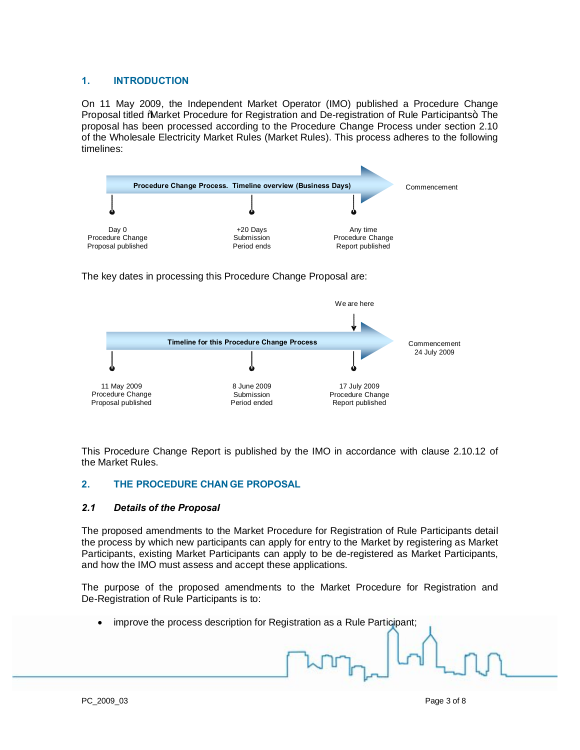## 1. INTRODUCTION

On 11 May 2009, the Independent Market Operator (IMO) published a Procedure Change Proposal titled "Market Procedure for Registration and De-registration of Rule Participants". The proposal has been processed according to the Procedure Change Process under section 2.10 of the Wholesale Electricity Market Rules (Market Rules). This process adheres to the following timelines:

**Procedure Change Process. Timeline overview (Business Days)**

| Day 0 | +20 Days | Any time | |
|---|---|---|---|
| Procedure Change Proposal published | Submission Period ends | Procedure Change Report published | Commencement |

The key dates in processing this Procedure Change Proposal are:

**Timeline for this Procedure Change Process**

| 11 May 2009 | 8 June 2009 | 17 July 2009 (We are here) | 24 July 2009 |
|---|---|---|---|
| Procedure Change Proposal published | Submission Period ended | Procedure Change Report published | Commencement |

This Procedure Change Report is published by the IMO in accordance with clause 2.10.12 of the Market Rules.

## 2. THE PROCEDURE CHANGE PROPOSAL

### *2.1 Details of the Proposal*

The proposed amendments to the Market Procedure for Registration of Rule Participants detail the process by which new participants can apply for entry to the Market by registering as Market Participants, existing Market Participants can apply to be de-registered as Market Participants, and how the IMO must assess and accept these applications.

The purpose of the proposed amendments to the Market Procedure for Registration and De-Registration of Rule Participants is to:

- improve the process description for Registration as a Rule Participant;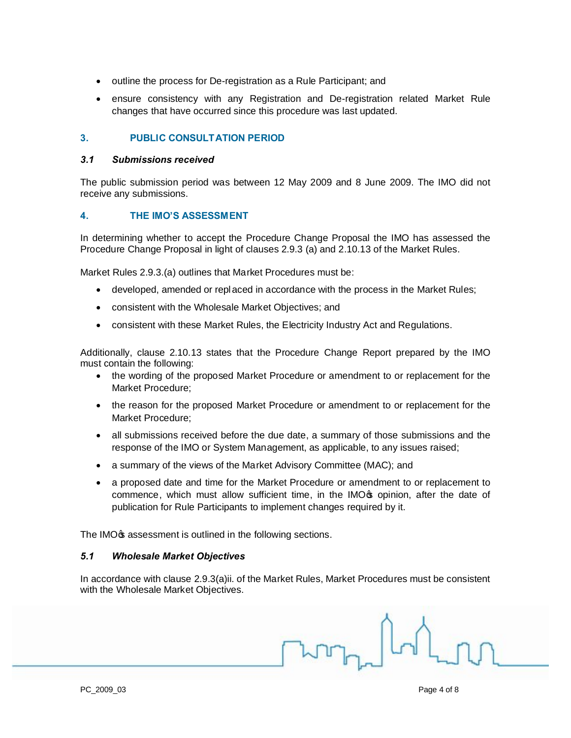- outline the process for De-registration as a Rule Participant; and
- ensure consistency with any Registration and De-registration related Market Rule changes that have occurred since this procedure was last updated.

## 3. PUBLIC CONSULTATION PERIOD

### *3.1 Submissions received*

The public submission period was between 12 May 2009 and 8 June 2009. The IMO did not receive any submissions.

## 4. THE IMO'S ASSESSMENT

In determining whether to accept the Procedure Change Proposal the IMO has assessed the Procedure Change Proposal in light of clauses 2.9.3 (a) and 2.10.13 of the Market Rules.

Market Rules 2.9.3.(a) outlines that Market Procedures must be:

- developed, amended or replaced in accordance with the process in the Market Rules;
- consistent with the Wholesale Market Objectives; and
- consistent with these Market Rules, the Electricity Industry Act and Regulations.

Additionally, clause 2.10.13 states that the Procedure Change Report prepared by the IMO must contain the following:

- the wording of the proposed Market Procedure or amendment to or replacement for the Market Procedure;
- the reason for the proposed Market Procedure or amendment to or replacement for the Market Procedure;
- all submissions received before the due date, a summary of those submissions and the response of the IMO or System Management, as applicable, to any issues raised;
- a summary of the views of the Market Advisory Committee (MAC); and
- a proposed date and time for the Market Procedure or amendment to or replacement to commence, which must allow sufficient time, in the IMO's opinion, after the date of publication for Rule Participants to implement changes required by it.

The IMO's assessment is outlined in the following sections.

### *5.1 Wholesale Market Objectives*

In accordance with clause 2.9.3(a)ii. of the Market Rules, Market Procedures must be consistent with the Wholesale Market Objectives.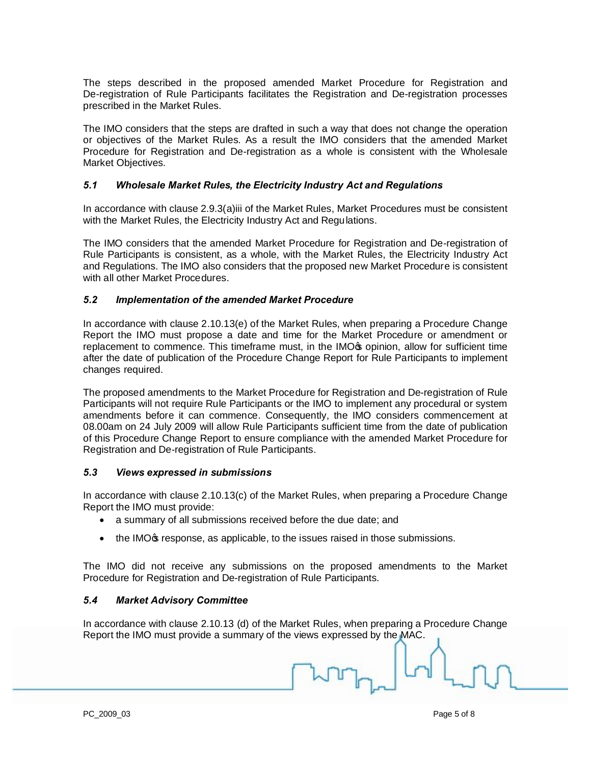The steps described in the proposed amended Market Procedure for Registration and De-registration of Rule Participants facilitates the Registration and De-registration processes prescribed in the Market Rules.

The IMO considers that the steps are drafted in such a way that does not change the operation or objectives of the Market Rules. As a result the IMO considers that the amended Market Procedure for Registration and De-registration as a whole is consistent with the Wholesale Market Objectives.

### *5.1 Wholesale Market Rules, the Electricity Industry Act and Regulations*

In accordance with clause 2.9.3(a)iii of the Market Rules, Market Procedures must be consistent with the Market Rules, the Electricity Industry Act and Regulations.

The IMO considers that the amended Market Procedure for Registration and De-registration of Rule Participants is consistent, as a whole, with the Market Rules, the Electricity Industry Act and Regulations. The IMO also considers that the proposed new Market Procedure is consistent with all other Market Procedures.

### *5.2 Implementation of the amended Market Procedure*

In accordance with clause 2.10.13(e) of the Market Rules, when preparing a Procedure Change Report the IMO must propose a date and time for the Market Procedure or amendment or replacement to commence. This timeframe must, in the IMO's opinion, allow for sufficient time after the date of publication of the Procedure Change Report for Rule Participants to implement changes required.

The proposed amendments to the Market Procedure for Registration and De-registration of Rule Participants will not require Rule Participants or the IMO to implement any procedural or system amendments before it can commence. Consequently, the IMO considers commencement at 08.00am on 24 July 2009 will allow Rule Participants sufficient time from the date of publication of this Procedure Change Report to ensure compliance with the amended Market Procedure for Registration and De-registration of Rule Participants.

### *5.3 Views expressed in submissions*

In accordance with clause 2.10.13(c) of the Market Rules, when preparing a Procedure Change Report the IMO must provide:

- a summary of all submissions received before the due date; and
- the IMO's response, as applicable, to the issues raised in those submissions.

The IMO did not receive any submissions on the proposed amendments to the Market Procedure for Registration and De-registration of Rule Participants.

### *5.4 Market Advisory Committee*

In accordance with clause 2.10.13 (d) of the Market Rules, when preparing a Procedure Change Report the IMO must provide a summary of the views expressed by the MAC.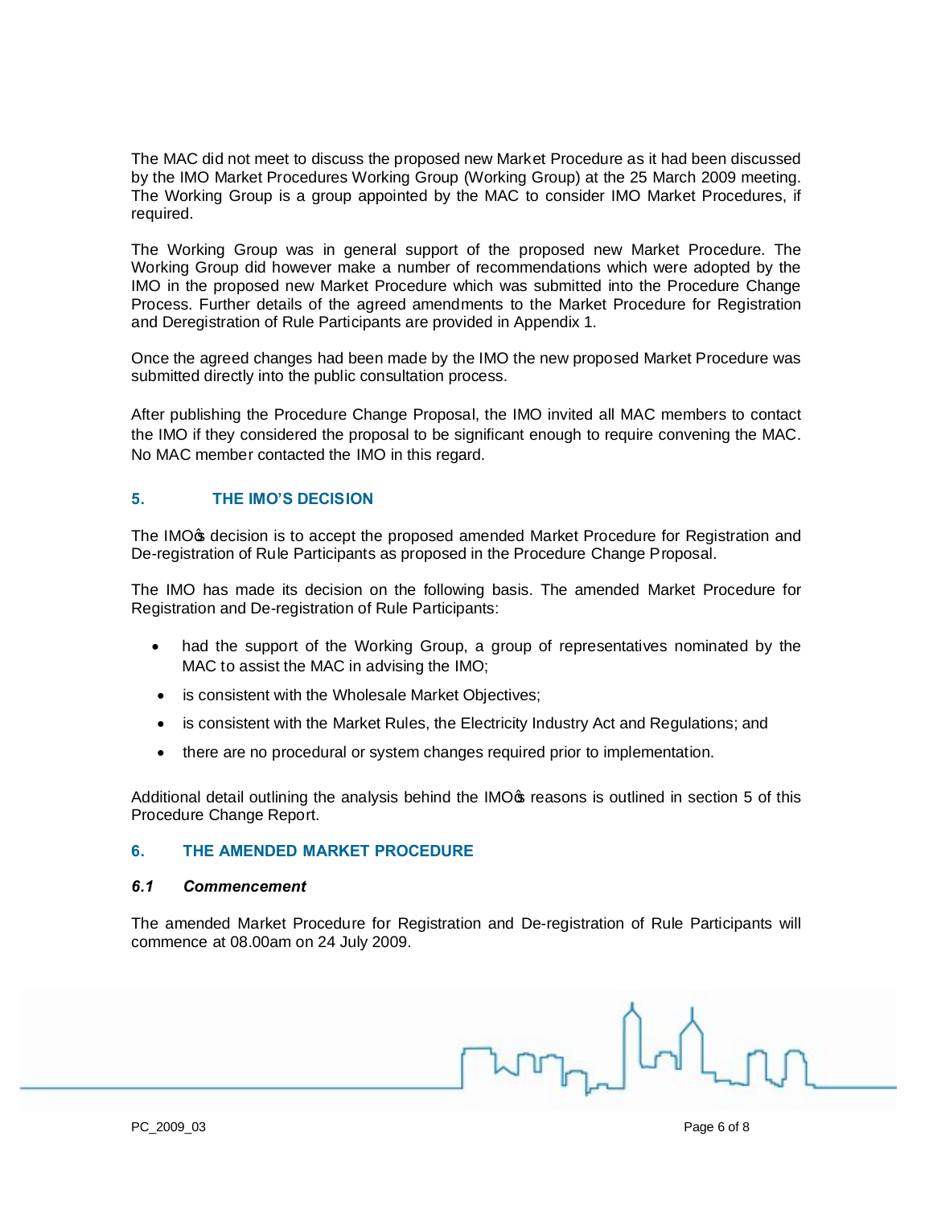The MAC did not meet to discuss the proposed new Market Procedure as it had been discussed by the IMO Market Procedures Working Group (Working Group) at the 25 March 2009 meeting. The Working Group is a group appointed by the MAC to consider IMO Market Procedures, if required.

The Working Group was in general support of the proposed new Market Procedure. The Working Group did however make a number of recommendations which were adopted by the IMO in the proposed new Market Procedure which was submitted into the Procedure Change Process. Further details of the agreed amendments to the Market Procedure for Registration and Deregistration of Rule Participants are provided in Appendix 1.

Once the agreed changes had been made by the IMO the new proposed Market Procedure was submitted directly into the public consultation process.

After publishing the Procedure Change Proposal, the IMO invited all MAC members to contact the IMO if they considered the proposal to be significant enough to require convening the MAC. No MAC member contacted the IMO in this regard.

## 5. THE IMO'S DECISION

The IMO's decision is to accept the proposed amended Market Procedure for Registration and De-registration of Rule Participants as proposed in the Procedure Change Proposal.

The IMO has made its decision on the following basis. The amended Market Procedure for Registration and De-registration of Rule Participants:

- had the support of the Working Group, a group of representatives nominated by the MAC to assist the MAC in advising the IMO;
- is consistent with the Wholesale Market Objectives;
- is consistent with the Market Rules, the Electricity Industry Act and Regulations; and
- there are no procedural or system changes required prior to implementation.

Additional detail outlining the analysis behind the IMO's reasons is outlined in section 5 of this Procedure Change Report.

## 6. THE AMENDED MARKET PROCEDURE

### *6.1 Commencement*

The amended Market Procedure for Registration and De-registration of Rule Participants will commence at 08.00am on 24 July 2009.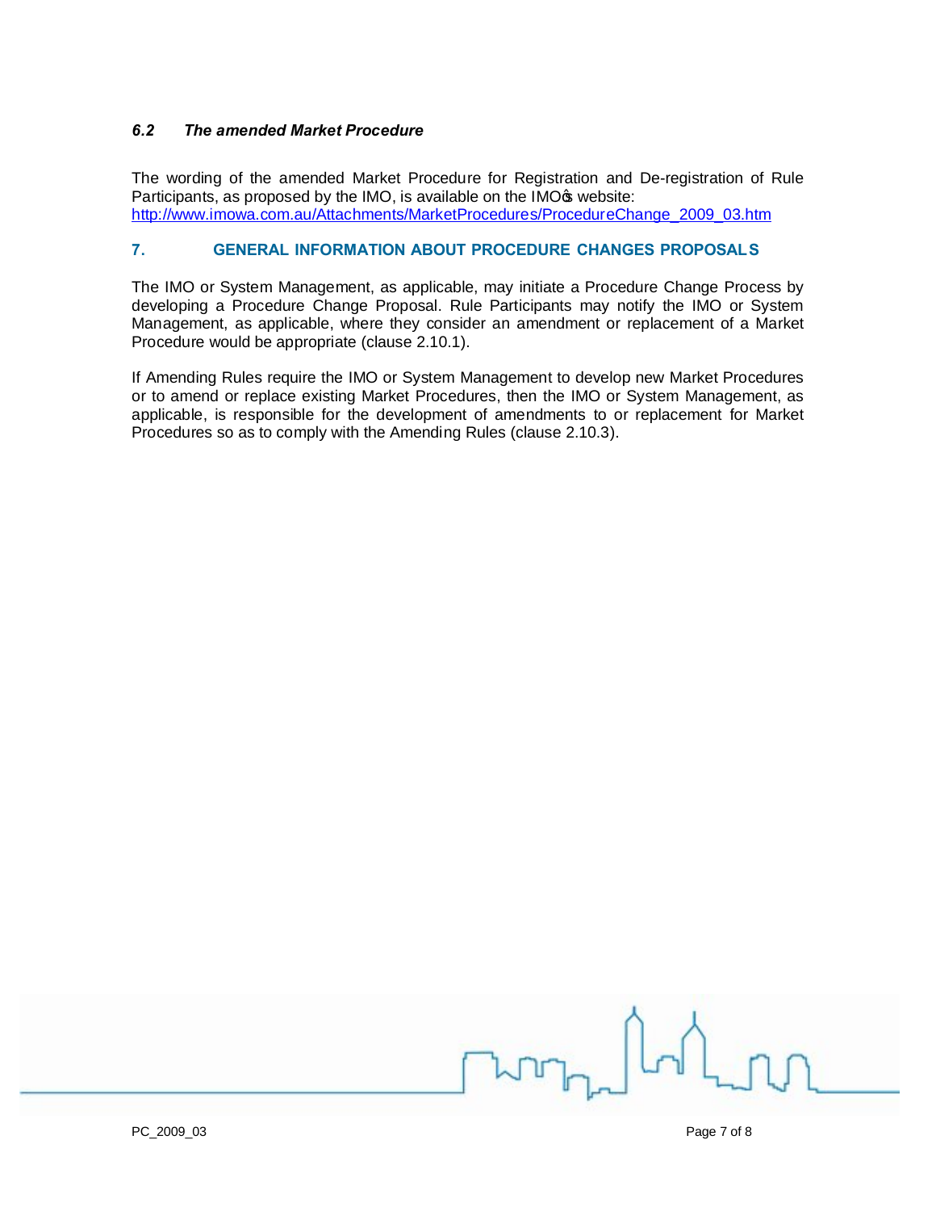### *6.2 The amended Market Procedure*

The wording of the amended Market Procedure for Registration and De-registration of Rule Participants, as proposed by the IMO, is available on the IMO's website: http://www.imowa.com.au/Attachments/MarketProcedures/ProcedureChange_2009_03.htm

## 7. GENERAL INFORMATION ABOUT PROCEDURE CHANGES PROPOSALS

The IMO or System Management, as applicable, may initiate a Procedure Change Process by developing a Procedure Change Proposal. Rule Participants may notify the IMO or System Management, as applicable, where they consider an amendment or replacement of a Market Procedure would be appropriate (clause 2.10.1).

If Amending Rules require the IMO or System Management to develop new Market Procedures or to amend or replace existing Market Procedures, then the IMO or System Management, as applicable, is responsible for the development of amendments to or replacement for Market Procedures so as to comply with the Amending Rules (clause 2.10.3).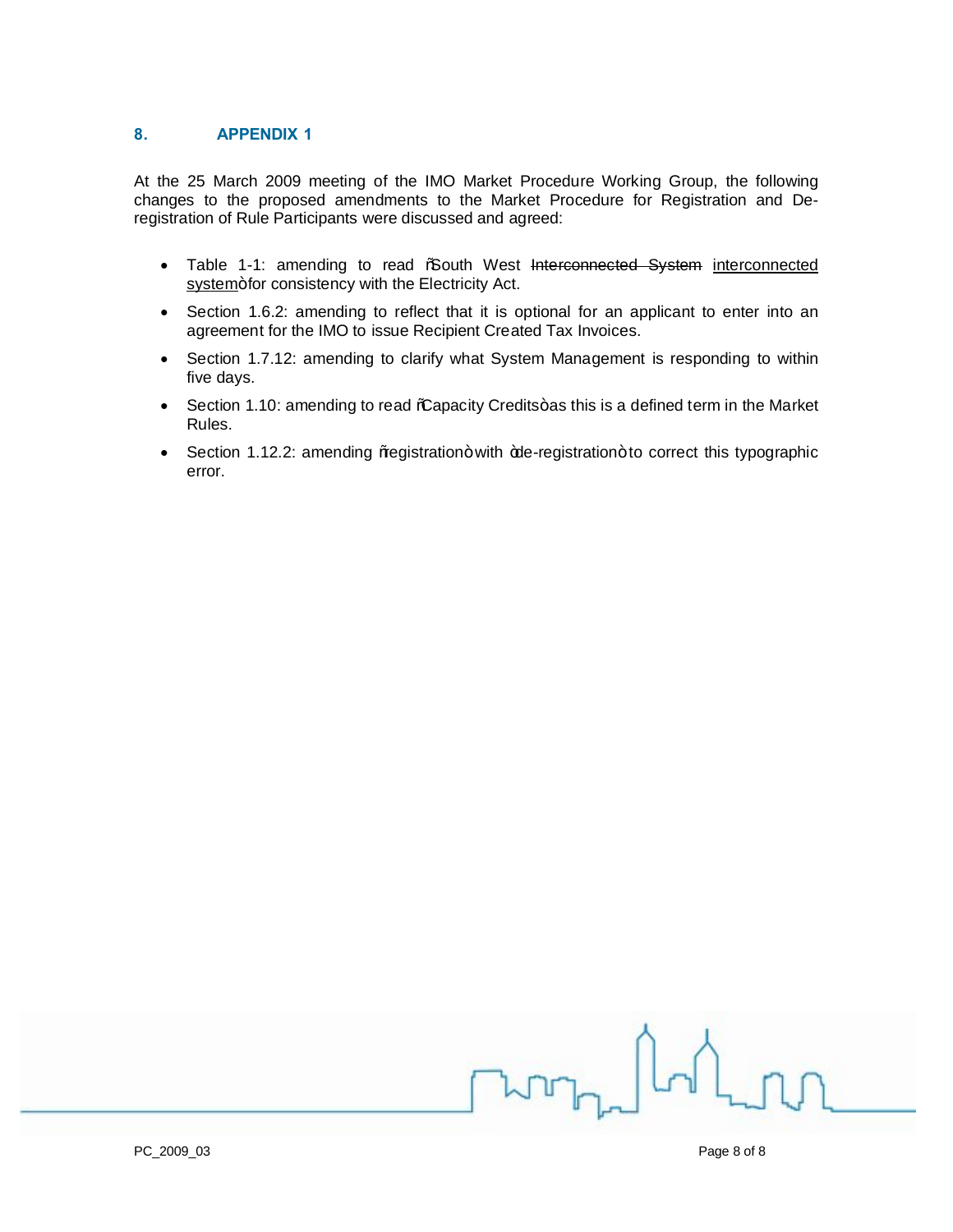## 8. APPENDIX 1

At the 25 March 2009 meeting of the IMO Market Procedure Working Group, the following changes to the proposed amendments to the Market Procedure for Registration and De-registration of Rule Participants were discussed and agreed:

- Table 1-1: amending to read ñSouth West ~~Interconnected System~~ <u>interconnected system</u>ò for consistency with the Electricity Act.
- Section 1.6.2: amending to reflect that it is optional for an applicant to enter into an agreement for the IMO to issue Recipient Created Tax Invoices.
- Section 1.7.12: amending to clarify what System Management is responding to within five days.
- Section 1.10: amending to read ñCapacity Creditsò as this is a defined term in the Market Rules.
- Section 1.12.2: amending ñregistrationò with òde-registrationò to correct this typographic error.